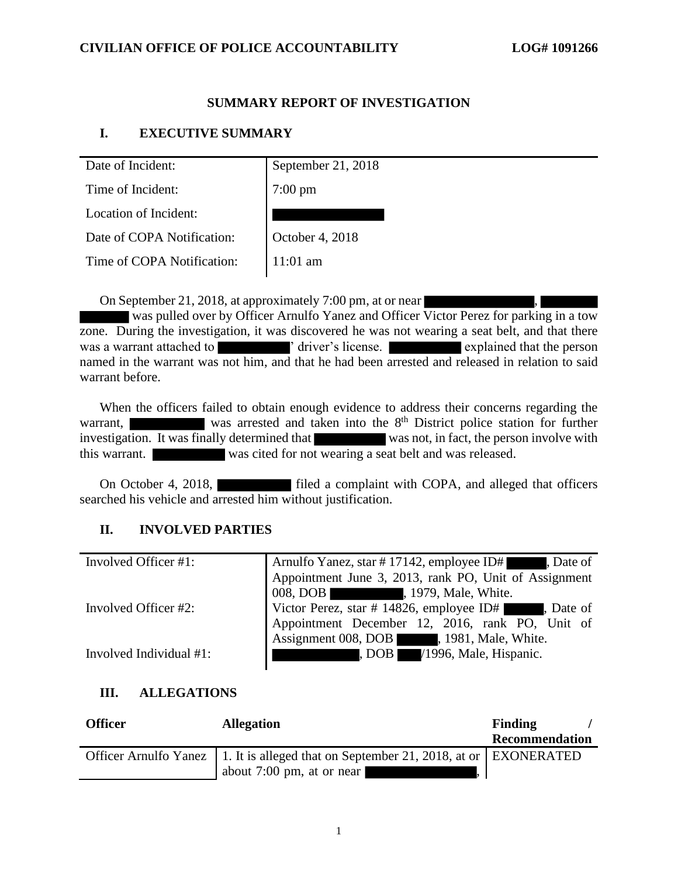## SUMMARY REPORT OF INVESTIGATION

### I. EXECUTIVE SUMMARY

| Date of Incident: | September 21, 2018 |
|---|---|
| Time of Incident: | 7:00 pm |
| Location of Incident: | |
| Date of COPA Notification: | October 4, 2018 |
| Time of COPA Notification: | 11:01 am |

On September 21, 2018, at approximately 7:00 pm, at or near , was pulled over by Officer Arnulfo Yanez and Officer Victor Perez for parking in a tow zone. During the investigation, it was discovered he was not wearing a seat belt, and that there was a warrant attached to ' driver's license. explained that the person named in the warrant was not him, and that he had been arrested and released in relation to said warrant before.

When the officers failed to obtain enough evidence to address their concerns regarding the warrant, was arrested and taken into the 8th District police station for further investigation. It was finally determined that was not, in fact, the person involve with this warrant. was cited for not wearing a seat belt and was released.

On October 4, 2018, filed a complaint with COPA, and alleged that officers searched his vehicle and arrested him without justification.

### II. INVOLVED PARTIES

| Involved Officer #1: | Arnulfo Yanez, star # 17142, employee ID# , Date of Appointment June 3, 2013, rank PO, Unit of Assignment 008, DOB , 1979, Male, White. |
|---|---|
| Involved Officer #2: | Victor Perez, star # 14826, employee ID# , Date of Appointment December 12, 2016, rank PO, Unit of Assignment 008, DOB , 1981, Male, White. |
| Involved Individual #1: | , DOB /1996, Male, Hispanic. |

### III. ALLEGATIONS

| Officer | Allegation | Finding / Recommendation |
|---|---|---|
| Officer Arnulfo Yanez | 1. It is alleged that on September 21, 2018, at or about 7:00 pm, at or near , | EXONERATED |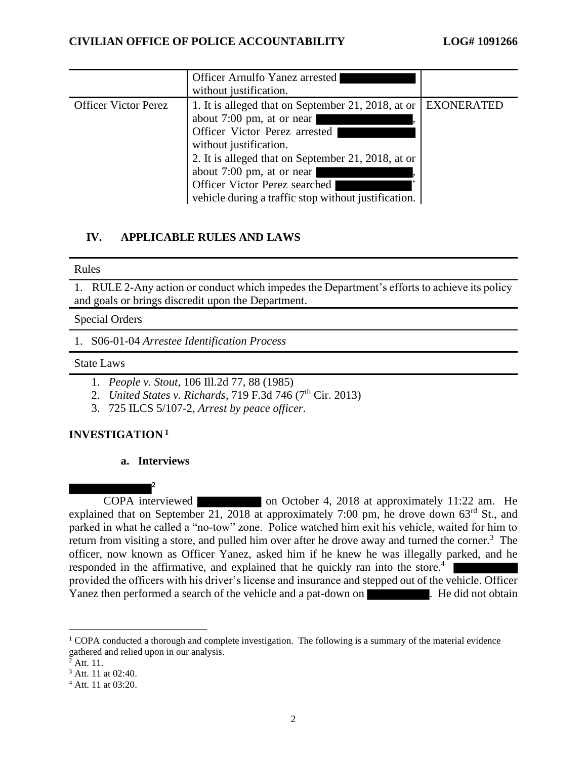| | Officer Arnulfo Yanez arrested ██████ without justification. | |
|---|---|---|
| Officer Victor Perez | 1. It is alleged that on September 21, 2018, at or about 7:00 pm, at or near ██████, Officer Victor Perez arrested ██████ without justification.<br>2. It is alleged that on September 21, 2018, at or about 7:00 pm, at or near ██████, Officer Victor Perez searched ██████' vehicle during a traffic stop without justification. | EXONERATED |

## IV. APPLICABLE RULES AND LAWS

| Rules |
|---|
| 1. RULE 2-Any action or conduct which impedes the Department's efforts to achieve its policy and goals or brings discredit upon the Department. |
| Special Orders |
| 1. S06-01-04 *Arrestee Identification Process* |
| State Laws |
| 1. *People v. Stout*, 106 Ill.2d 77, 88 (1985)<br>2. *United States v. Richards*, 719 F.3d 746 (7th Cir. 2013)<br>3. 725 ILCS 5/107-2, *Arrest by peace officer*. |

## INVESTIGATION[1]

### a. Interviews

██████[2]

COPA interviewed ██████ on October 4, 2018 at approximately 11:22 am. He explained that on September 21, 2018 at approximately 7:00 pm, he drove down 63rd St., and parked in what he called a "no-tow" zone. Police watched him exit his vehicle, waited for him to return from visiting a store, and pulled him over after he drove away and turned the corner.[3] The officer, now known as Officer Yanez, asked him if he knew he was illegally parked, and he responded in the affirmative, and explained that he quickly ran into the store.[4] ██████ provided the officers with his driver's license and insurance and stepped out of the vehicle. Officer Yanez then performed a search of the vehicle and a pat-down on ██████. He did not obtain

[1] COPA conducted a thorough and complete investigation. The following is a summary of the material evidence gathered and relied upon in our analysis.

[2] Att. 11.

[3] Att. 11 at 02:40.

[4] Att. 11 at 03:20.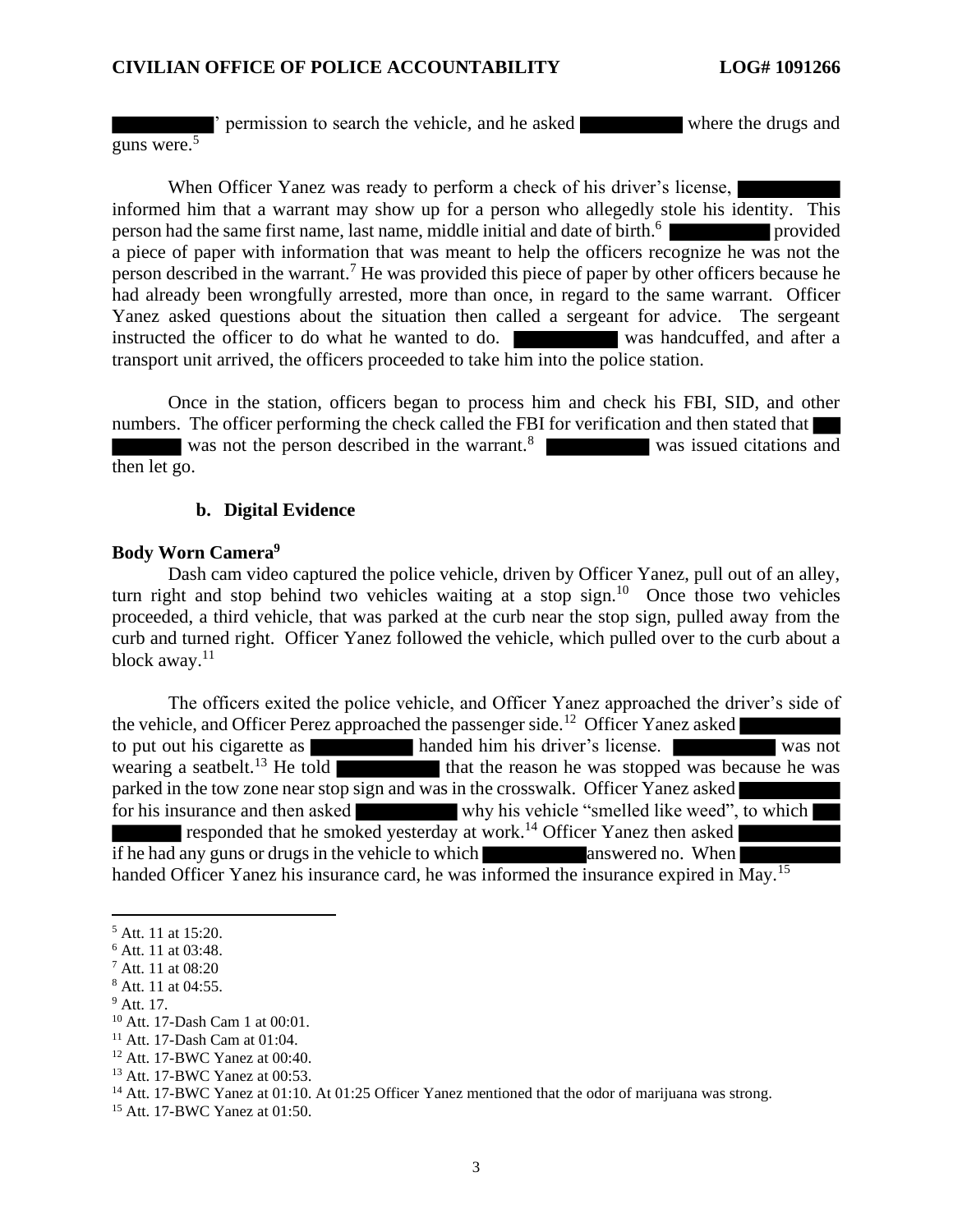' permission to search the vehicle, and he asked where the drugs and guns were.[5]

When Officer Yanez was ready to perform a check of his driver's license, informed him that a warrant may show up for a person who allegedly stole his identity. This person had the same first name, last name, middle initial and date of birth.[6] provided a piece of paper with information that was meant to help the officers recognize he was not the person described in the warrant.[7] He was provided this piece of paper by other officers because he had already been wrongfully arrested, more than once, in regard to the same warrant. Officer Yanez asked questions about the situation then called a sergeant for advice. The sergeant instructed the officer to do what he wanted to do. was handcuffed, and after a transport unit arrived, the officers proceeded to take him into the police station.

Once in the station, officers began to process him and check his FBI, SID, and other numbers. The officer performing the check called the FBI for verification and then stated that was not the person described in the warrant.[8] was issued citations and then let go.

### b. Digital Evidence

**Body Worn Camera[9]**

Dash cam video captured the police vehicle, driven by Officer Yanez, pull out of an alley, turn right and stop behind two vehicles waiting at a stop sign.[10] Once those two vehicles proceeded, a third vehicle, that was parked at the curb near the stop sign, pulled away from the curb and turned right. Officer Yanez followed the vehicle, which pulled over to the curb about a block away.[11]

The officers exited the police vehicle, and Officer Yanez approached the driver's side of the vehicle, and Officer Perez approached the passenger side.[12] Officer Yanez asked to put out his cigarette as handed him his driver's license. was not wearing a seatbelt.[13] He told that the reason he was stopped was because he was parked in the tow zone near stop sign and was in the crosswalk. Officer Yanez asked for his insurance and then asked why his vehicle "smelled like weed", to which responded that he smoked yesterday at work.[14] Officer Yanez then asked if he had any guns or drugs in the vehicle to which answered no. When handed Officer Yanez his insurance card, he was informed the insurance expired in May.[15]

---

[5] Att. 11 at 15:20.
[6] Att. 11 at 03:48.
[7] Att. 11 at 08:20
[8] Att. 11 at 04:55.
[9] Att. 17.
[10] Att. 17-Dash Cam 1 at 00:01.
[11] Att. 17-Dash Cam at 01:04.
[12] Att. 17-BWC Yanez at 00:40.
[13] Att. 17-BWC Yanez at 00:53.
[14] Att. 17-BWC Yanez at 01:10. At 01:25 Officer Yanez mentioned that the odor of marijuana was strong.
[15] Att. 17-BWC Yanez at 01:50.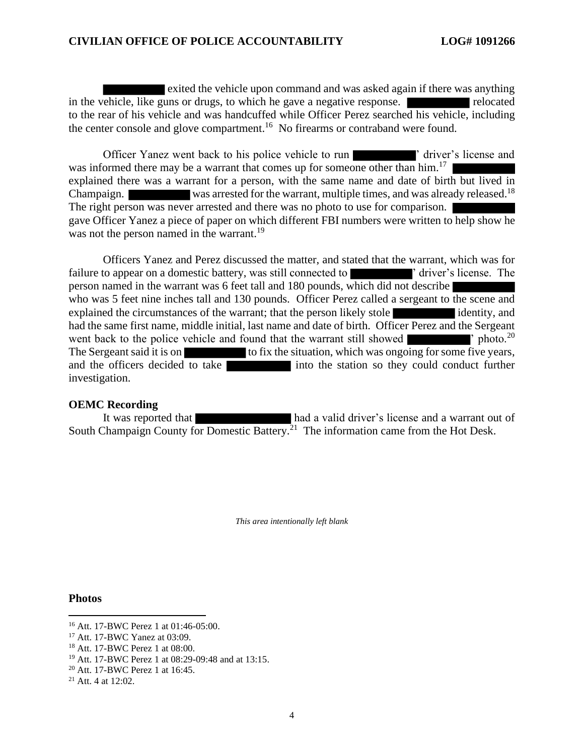██████ exited the vehicle upon command and was asked again if there was anything in the vehicle, like guns or drugs, to which he gave a negative response. ██████ relocated to the rear of his vehicle and was handcuffed while Officer Perez searched his vehicle, including the center console and glove compartment.[16] No firearms or contraband were found.

Officer Yanez went back to his police vehicle to run ██████' driver's license and was informed there may be a warrant that comes up for someone other than him.[17] ██████ explained there was a warrant for a person, with the same name and date of birth but lived in Champaign. ██████ was arrested for the warrant, multiple times, and was already released.[18] The right person was never arrested and there was no photo to use for comparison. ██████ gave Officer Yanez a piece of paper on which different FBI numbers were written to help show he was not the person named in the warrant.[19]

Officers Yanez and Perez discussed the matter, and stated that the warrant, which was for failure to appear on a domestic battery, was still connected to ██████' driver's license. The person named in the warrant was 6 feet tall and 180 pounds, which did not describe ██████ who was 5 feet nine inches tall and 130 pounds. Officer Perez called a sergeant to the scene and explained the circumstances of the warrant; that the person likely stole ██████ identity, and had the same first name, middle initial, last name and date of birth. Officer Perez and the Sergeant went back to the police vehicle and found that the warrant still showed ██████' photo.[20] The Sergeant said it is on ██████ to fix the situation, which was ongoing for some five years, and the officers decided to take ██████ into the station so they could conduct further investigation.

**OEMC Recording**

It was reported that ██████ had a valid driver's license and a warrant out of South Champaign County for Domestic Battery.[21] The information came from the Hot Desk.

*This area intentionally left blank*

**Photos**

---

[16] Att. 17-BWC Perez 1 at 01:46-05:00.
[17] Att. 17-BWC Yanez at 03:09.
[18] Att. 17-BWC Perez 1 at 08:00.
[19] Att. 17-BWC Perez 1 at 08:29-09:48 and at 13:15.
[20] Att. 17-BWC Perez 1 at 16:45.
[21] Att. 4 at 12:02.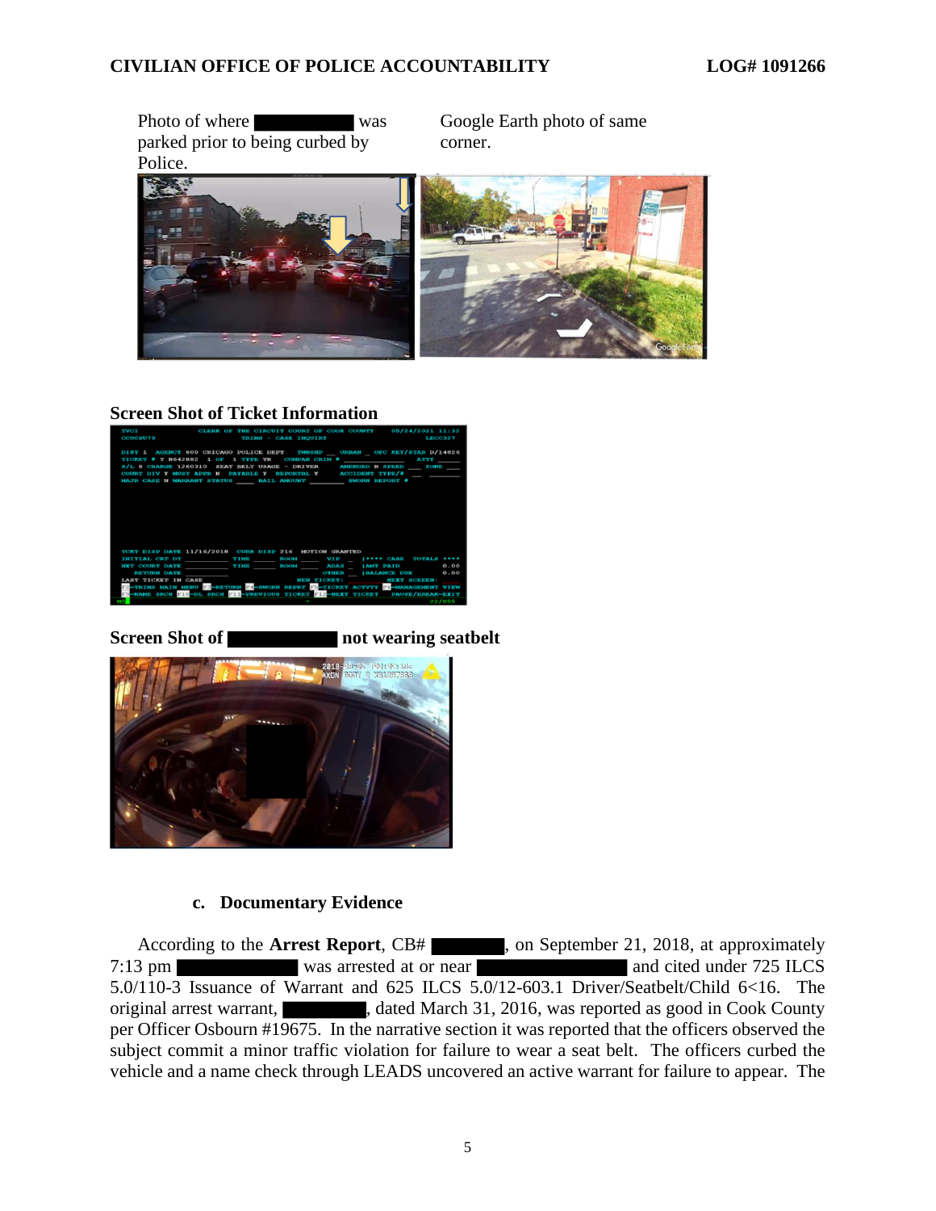Photo of where ████████ was parked prior to being curbed by Police.

Google Earth photo of same corner.

### Screen Shot of Ticket Information

```
TVCI                CLERK OF THE CIRCUIT COURT OF COOK COUNTY      05/24/2021 11:32
CC00SU79                    TRIMS - CASE INQUIRY                          LECC327

DIST 1  AGENCY 600 CHICAGO POLICE DEPT    TWNSHP __ URBAN _ OFC KEY/STAR D/14826
TICKET # T N642882   1 OF   1 TYPE TR     COMDAN CRIM # ___________  ATTY _____
S/L S CHARGE 1260310  SEAT BELT USAGE - DRIVER       AMENDED N SPEED ___ ZONE ___
COURT DIV Y MUST APPR N  PAYABLE Y  REPORTBL Y       ACCIDENT TYPE/# __ ______
MAJR CASE N WARRANT STATUS ____ BAIL AMOUNT ________ SWORN REPORT #

TCKT DISP DATE 11/16/2018   CURR DISP 216  MOTION GRANTED
INITIAL CRT DT ________  TIME _____ ROOM ____  VIP  _  |**** CASE  TOTALS ****
NXT COURT DATE ________  TIME _____ ROOM ____  ADAS _  |AMT PAID          0.00
  RETURN DATE ________                         OTHER __ |BALANCE DUE       0.00
LAST TICKET IN CASE                  NEW TICKET:          NEXT SCREEN:
F1-TRIMS MAIN MENU F2-RETURN F3-SWORN REPRT F4-TICKET ACTVTY F5-MANAGEMENT VIEW
F6-NAME SRCH F10-DL SRCH F11-PREVIOUS TICKET F12-NEXT TICKET  PAUSE/BREAK-EXIT
```

### Screen Shot of ████████ not wearing seatbelt

#### c. Documentary Evidence

According to the **Arrest Report**, CB# ████████, on September 21, 2018, at approximately 7:13 pm ████████ was arrested at or near ████████ and cited under 725 ILCS 5.0/110-3 Issuance of Warrant and 625 ILCS 5.0/12-603.1 Driver/Seatbelt/Child 6<16. The original arrest warrant, ████████, dated March 31, 2016, was reported as good in Cook County per Officer Osbourn #19675. In the narrative section it was reported that the officers observed the subject commit a minor traffic violation for failure to wear a seat belt. The officers curbed the vehicle and a name check through LEADS uncovered an active warrant for failure to appear. The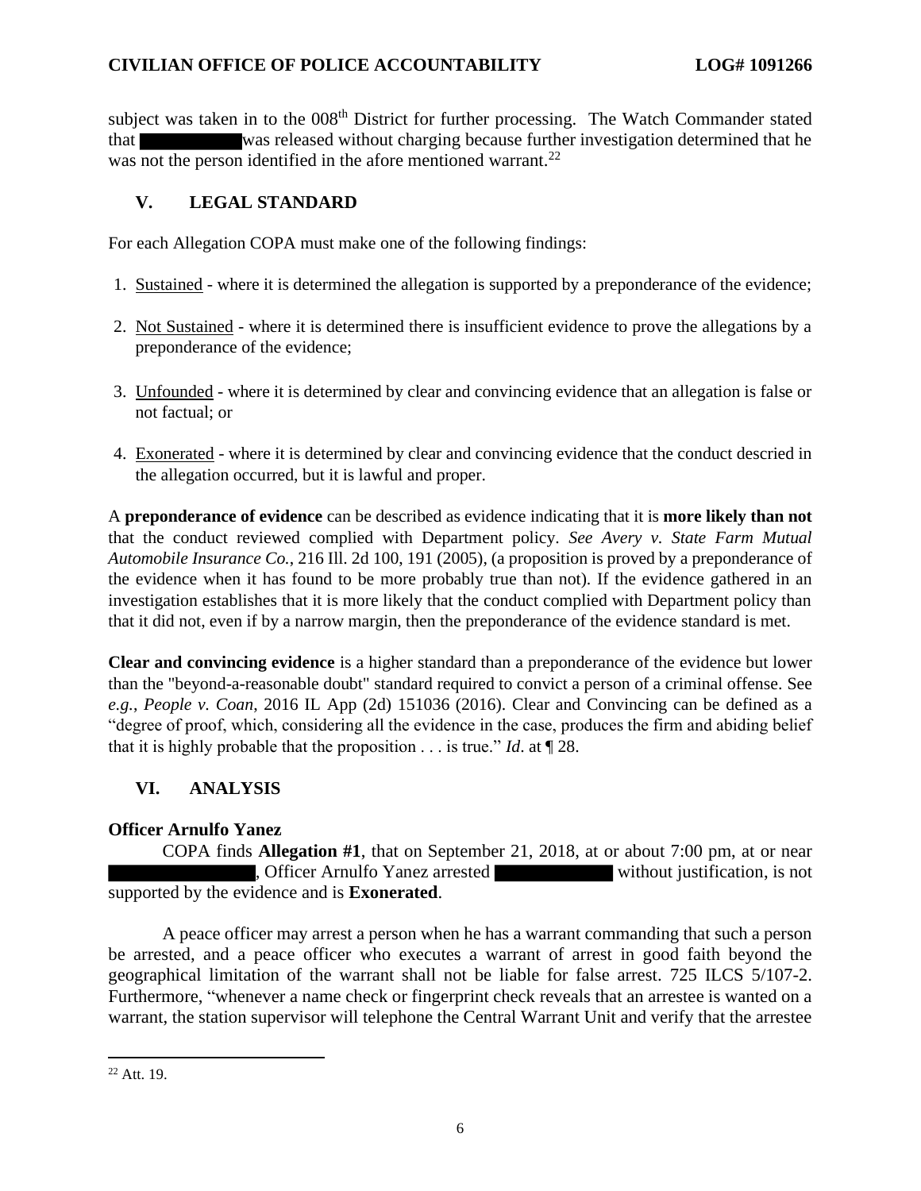subject was taken in to the 008th District for further processing. The Watch Commander stated that ██████████ was released without charging because further investigation determined that he was not the person identified in the afore mentioned warrant.[22]

## V. LEGAL STANDARD

For each Allegation COPA must make one of the following findings:

1. Sustained - where it is determined the allegation is supported by a preponderance of the evidence;
2. Not Sustained - where it is determined there is insufficient evidence to prove the allegations by a preponderance of the evidence;
3. Unfounded - where it is determined by clear and convincing evidence that an allegation is false or not factual; or
4. Exonerated - where it is determined by clear and convincing evidence that the conduct descried in the allegation occurred, but it is lawful and proper.

A **preponderance of evidence** can be described as evidence indicating that it is **more likely than not** that the conduct reviewed complied with Department policy. *See Avery v. State Farm Mutual Automobile Insurance Co.*, 216 Ill. 2d 100, 191 (2005), (a proposition is proved by a preponderance of the evidence when it has found to be more probably true than not). If the evidence gathered in an investigation establishes that it is more likely that the conduct complied with Department policy than that it did not, even if by a narrow margin, then the preponderance of the evidence standard is met.

**Clear and convincing evidence** is a higher standard than a preponderance of the evidence but lower than the "beyond-a-reasonable doubt" standard required to convict a person of a criminal offense. See *e.g.*, *People v. Coan*, 2016 IL App (2d) 151036 (2016). Clear and Convincing can be defined as a "degree of proof, which, considering all the evidence in the case, produces the firm and abiding belief that it is highly probable that the proposition . . . is true." *Id*. at ¶ 28.

## VI. ANALYSIS

**Officer Arnulfo Yanez**

COPA finds **Allegation #1**, that on September 21, 2018, at or about 7:00 pm, at or near ██████████, Officer Arnulfo Yanez arrested ██████████ without justification, is not supported by the evidence and is **Exonerated**.

A peace officer may arrest a person when he has a warrant commanding that such a person be arrested, and a peace officer who executes a warrant of arrest in good faith beyond the geographical limitation of the warrant shall not be liable for false arrest. 725 ILCS 5/107-2. Furthermore, "whenever a name check or fingerprint check reveals that an arrestee is wanted on a warrant, the station supervisor will telephone the Central Warrant Unit and verify that the arrestee

[22] Att. 19.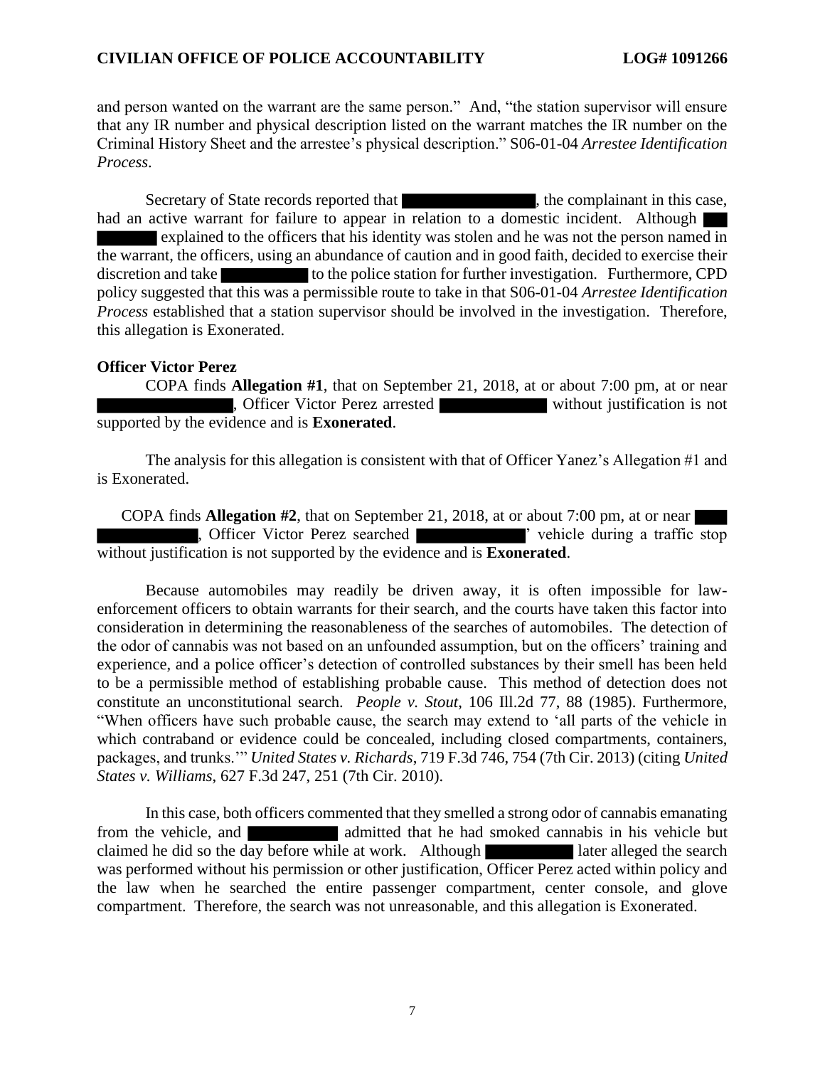and person wanted on the warrant are the same person." And, "the station supervisor will ensure that any IR number and physical description listed on the warrant matches the IR number on the Criminal History Sheet and the arrestee's physical description." S06-01-04 *Arrestee Identification Process*.

Secretary of State records reported that ████████, the complainant in this case, had an active warrant for failure to appear in relation to a domestic incident. Although ████ explained to the officers that his identity was stolen and he was not the person named in the warrant, the officers, using an abundance of caution and in good faith, decided to exercise their discretion and take ████ to the police station for further investigation. Furthermore, CPD policy suggested that this was a permissible route to take in that S06-01-04 *Arrestee Identification Process* established that a station supervisor should be involved in the investigation. Therefore, this allegation is Exonerated.

**Officer Victor Perez**

COPA finds **Allegation #1**, that on September 21, 2018, at or about 7:00 pm, at or near ████████, Officer Victor Perez arrested ████████ without justification is not supported by the evidence and is **Exonerated**.

The analysis for this allegation is consistent with that of Officer Yanez's Allegation #1 and is Exonerated.

COPA finds **Allegation #2**, that on September 21, 2018, at or about 7:00 pm, at or near ████████, Officer Victor Perez searched ████████' vehicle during a traffic stop without justification is not supported by the evidence and is **Exonerated**.

Because automobiles may readily be driven away, it is often impossible for law-enforcement officers to obtain warrants for their search, and the courts have taken this factor into consideration in determining the reasonableness of the searches of automobiles. The detection of the odor of cannabis was not based on an unfounded assumption, but on the officers' training and experience, and a police officer's detection of controlled substances by their smell has been held to be a permissible method of establishing probable cause. This method of detection does not constitute an unconstitutional search. *People v. Stout*, 106 Ill.2d 77, 88 (1985). Furthermore, "When officers have such probable cause, the search may extend to 'all parts of the vehicle in which contraband or evidence could be concealed, including closed compartments, containers, packages, and trunks.'" *United States v. Richards*, 719 F.3d 746, 754 (7th Cir. 2013) (citing *United States v. Williams*, 627 F.3d 247, 251 (7th Cir. 2010).

In this case, both officers commented that they smelled a strong odor of cannabis emanating from the vehicle, and ████████ admitted that he had smoked cannabis in his vehicle but claimed he did so the day before while at work. Although ████████ later alleged the search was performed without his permission or other justification, Officer Perez acted within policy and the law when he searched the entire passenger compartment, center console, and glove compartment. Therefore, the search was not unreasonable, and this allegation is Exonerated.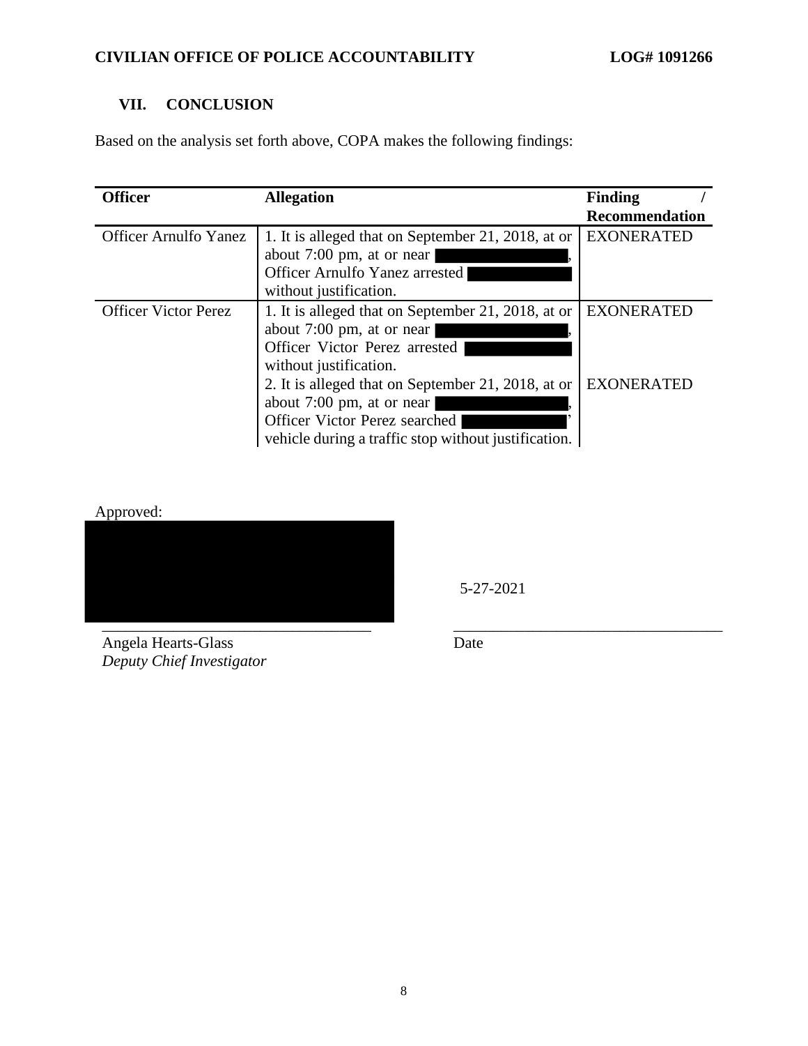## VII. CONCLUSION

Based on the analysis set forth above, COPA makes the following findings:

| Officer | Allegation | Finding / Recommendation |
|---|---|---|
| Officer Arnulfo Yanez | 1. It is alleged that on September 21, 2018, at or about 7:00 pm, at or near ███████, Officer Arnulfo Yanez arrested ███████ without justification. | EXONERATED |
| Officer Victor Perez | 1. It is alleged that on September 21, 2018, at or about 7:00 pm, at or near ███████, Officer Victor Perez arrested ███████ without justification. | EXONERATED |
| | 2. It is alleged that on September 21, 2018, at or about 7:00 pm, at or near ███████, Officer Victor Perez searched ███████' vehicle during a traffic stop without justification. | EXONERATED |

Approved:

███████

5-27-2021

\_\_\_\_\_\_\_\_\_\_\_\_\_\_\_\_\_\_\_\_\_\_\_\_\_\_\_\_\_\_\_\_\_\_ \_\_\_\_\_\_\_\_\_\_\_\_\_\_\_\_\_\_\_\_\_\_\_\_\_\_\_\_\_\_\_\_\_\_

Angela Hearts-Glass
*Deputy Chief Investigator*

Date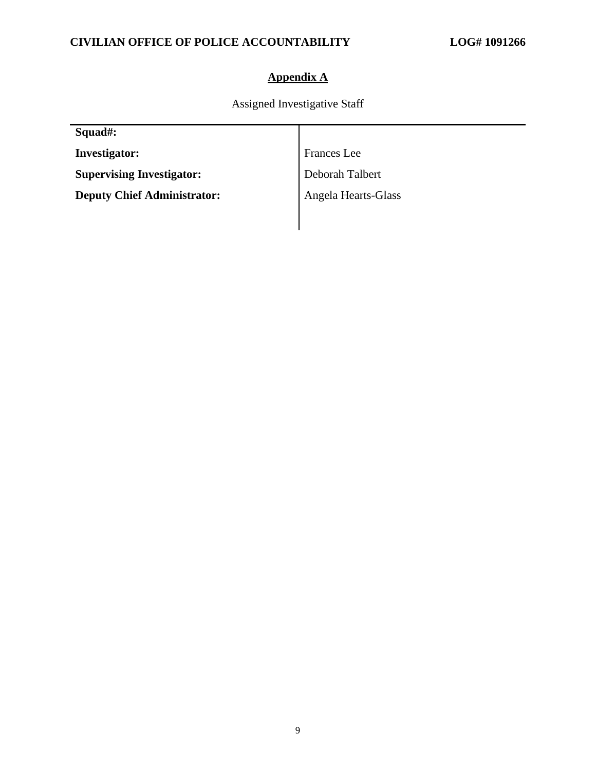## Appendix A

Assigned Investigative Staff

| | |
|---|---|
| **Squad#:** | |
| **Investigator:** | Frances Lee |
| **Supervising Investigator:** | Deborah Talbert |
| **Deputy Chief Administrator:** | Angela Hearts-Glass |